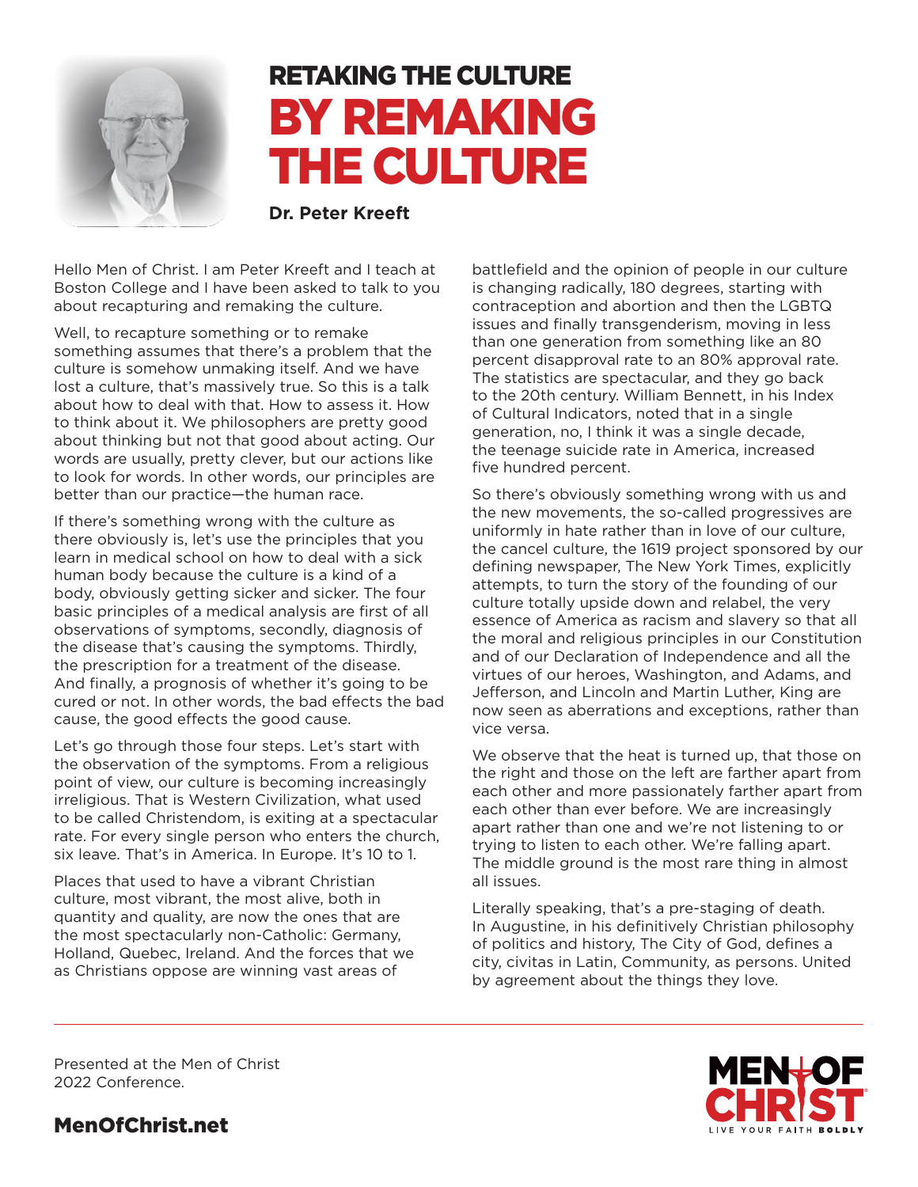# RETAKING THE CULTURE BY REMAKING THE CULTURE

**Dr. Peter Kreeft**

Hello Men of Christ. I am Peter Kreeft and I teach at Boston College and I have been asked to talk to you about recapturing and remaking the culture.

Well, to recapture something or to remake something assumes that there's a problem that the culture is somehow unmaking itself. And we have lost a culture, that's massively true. So this is a talk about how to deal with that. How to assess it. How to think about it. We philosophers are pretty good about thinking but not that good about acting. Our words are usually, pretty clever, but our actions like to look for words. In other words, our principles are better than our practice—the human race.

If there's something wrong with the culture as there obviously is, let's use the principles that you learn in medical school on how to deal with a sick human body because the culture is a kind of a body, obviously getting sicker and sicker. The four basic principles of a medical analysis are first of all observations of symptoms, secondly, diagnosis of the disease that's causing the symptoms. Thirdly, the prescription for a treatment of the disease. And finally, a prognosis of whether it's going to be cured or not. In other words, the bad effects the bad cause, the good effects the good cause.

Let's go through those four steps. Let's start with the observation of the symptoms. From a religious point of view, our culture is becoming increasingly irreligious. That is Western Civilization, what used to be called Christendom, is exiting at a spectacular rate. For every single person who enters the church, six leave. That's in America. In Europe. It's 10 to 1.

Places that used to have a vibrant Christian culture, most vibrant, the most alive, both in quantity and quality, are now the ones that are the most spectacularly non-Catholic: Germany, Holland, Quebec, Ireland. And the forces that we as Christians oppose are winning vast areas of battlefield and the opinion of people in our culture is changing radically, 180 degrees, starting with contraception and abortion and then the LGBTQ issues and finally transgenderism, moving in less than one generation from something like an 80 percent disapproval rate to an 80% approval rate. The statistics are spectacular, and they go back to the 20th century. William Bennett, in his Index of Cultural Indicators, noted that in a single generation, no, I think it was a single decade, the teenage suicide rate in America, increased five hundred percent.

So there's obviously something wrong with us and the new movements, the so-called progressives are uniformly in hate rather than in love of our culture, the cancel culture, the 1619 project sponsored by our defining newspaper, The New York Times, explicitly attempts, to turn the story of the founding of our culture totally upside down and relabel, the very essence of America as racism and slavery so that all the moral and religious principles in our Constitution and of our Declaration of Independence and all the virtues of our heroes, Washington, and Adams, and Jefferson, and Lincoln and Martin Luther, King are now seen as aberrations and exceptions, rather than vice versa.

We observe that the heat is turned up, that those on the right and those on the left are farther apart from each other and more passionately farther apart from each other than ever before. We are increasingly apart rather than one and we're not listening to or trying to listen to each other. We're falling apart. The middle ground is the most rare thing in almost all issues.

Literally speaking, that's a pre-staging of death. In Augustine, in his definitively Christian philosophy of politics and history, The City of God, defines a city, civitas in Latin, Community, as persons. United by agreement about the things they love.

Presented at the Men of Christ 2022 Conference.

MenOfChrist.net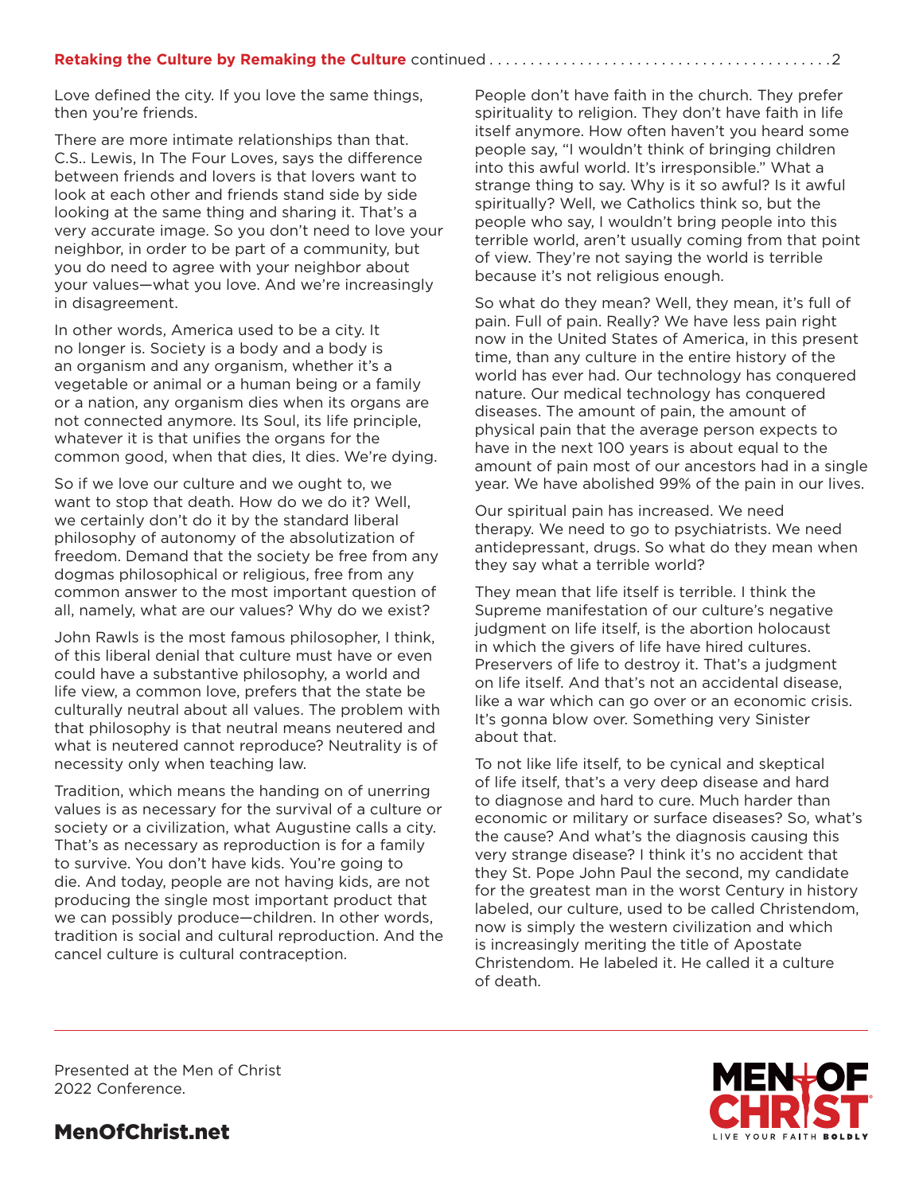Love defined the city. If you love the same things, then you're friends.

There are more intimate relationships than that. C.S.. Lewis, In The Four Loves, says the difference between friends and lovers is that lovers want to look at each other and friends stand side by side looking at the same thing and sharing it. That's a very accurate image. So you don't need to love your neighbor, in order to be part of a community, but you do need to agree with your neighbor about your values—what you love. And we're increasingly in disagreement.

In other words, America used to be a city. It no longer is. Society is a body and a body is an organism and any organism, whether it's a vegetable or animal or a human being or a family or a nation, any organism dies when its organs are not connected anymore. Its Soul, its life principle, whatever it is that unifies the organs for the common good, when that dies, It dies. We're dying.

So if we love our culture and we ought to, we want to stop that death. How do we do it? Well, we certainly don't do it by the standard liberal philosophy of autonomy of the absolutization of freedom. Demand that the society be free from any dogmas philosophical or religious, free from any common answer to the most important question of all, namely, what are our values? Why do we exist?

John Rawls is the most famous philosopher, I think, of this liberal denial that culture must have or even could have a substantive philosophy, a world and life view, a common love, prefers that the state be culturally neutral about all values. The problem with that philosophy is that neutral means neutered and what is neutered cannot reproduce? Neutrality is of necessity only when teaching law.

Tradition, which means the handing on of unerring values is as necessary for the survival of a culture or society or a civilization, what Augustine calls a city. That's as necessary as reproduction is for a family to survive. You don't have kids. You're going to die. And today, people are not having kids, are not producing the single most important product that we can possibly produce—children. In other words, tradition is social and cultural reproduction. And the cancel culture is cultural contraception.

People don't have faith in the church. They prefer spirituality to religion. They don't have faith in life itself anymore. How often haven't you heard some people say, "I wouldn't think of bringing children into this awful world. It's irresponsible." What a strange thing to say. Why is it so awful? Is it awful spiritually? Well, we Catholics think so, but the people who say, I wouldn't bring people into this terrible world, aren't usually coming from that point of view. They're not saying the world is terrible because it's not religious enough.

So what do they mean? Well, they mean, it's full of pain. Full of pain. Really? We have less pain right now in the United States of America, in this present time, than any culture in the entire history of the world has ever had. Our technology has conquered nature. Our medical technology has conquered diseases. The amount of pain, the amount of physical pain that the average person expects to have in the next 100 years is about equal to the amount of pain most of our ancestors had in a single year. We have abolished 99% of the pain in our lives.

Our spiritual pain has increased. We need therapy. We need to go to psychiatrists. We need antidepressant, drugs. So what do they mean when they say what a terrible world?

They mean that life itself is terrible. I think the Supreme manifestation of our culture's negative judgment on life itself, is the abortion holocaust in which the givers of life have hired cultures. Preservers of life to destroy it. That's a judgment on life itself. And that's not an accidental disease, like a war which can go over or an economic crisis. It's gonna blow over. Something very Sinister about that.

To not like life itself, to be cynical and skeptical of life itself, that's a very deep disease and hard to diagnose and hard to cure. Much harder than economic or military or surface diseases? So, what's the cause? And what's the diagnosis causing this very strange disease? I think it's no accident that they St. Pope John Paul the second, my candidate for the greatest man in the worst Century in history labeled, our culture, used to be called Christendom, now is simply the western civilization and which is increasingly meriting the title of Apostate Christendom. He labeled it. He called it a culture of death.

Presented at the Men of Christ 2022 Conference.

**MenOfChrist.net**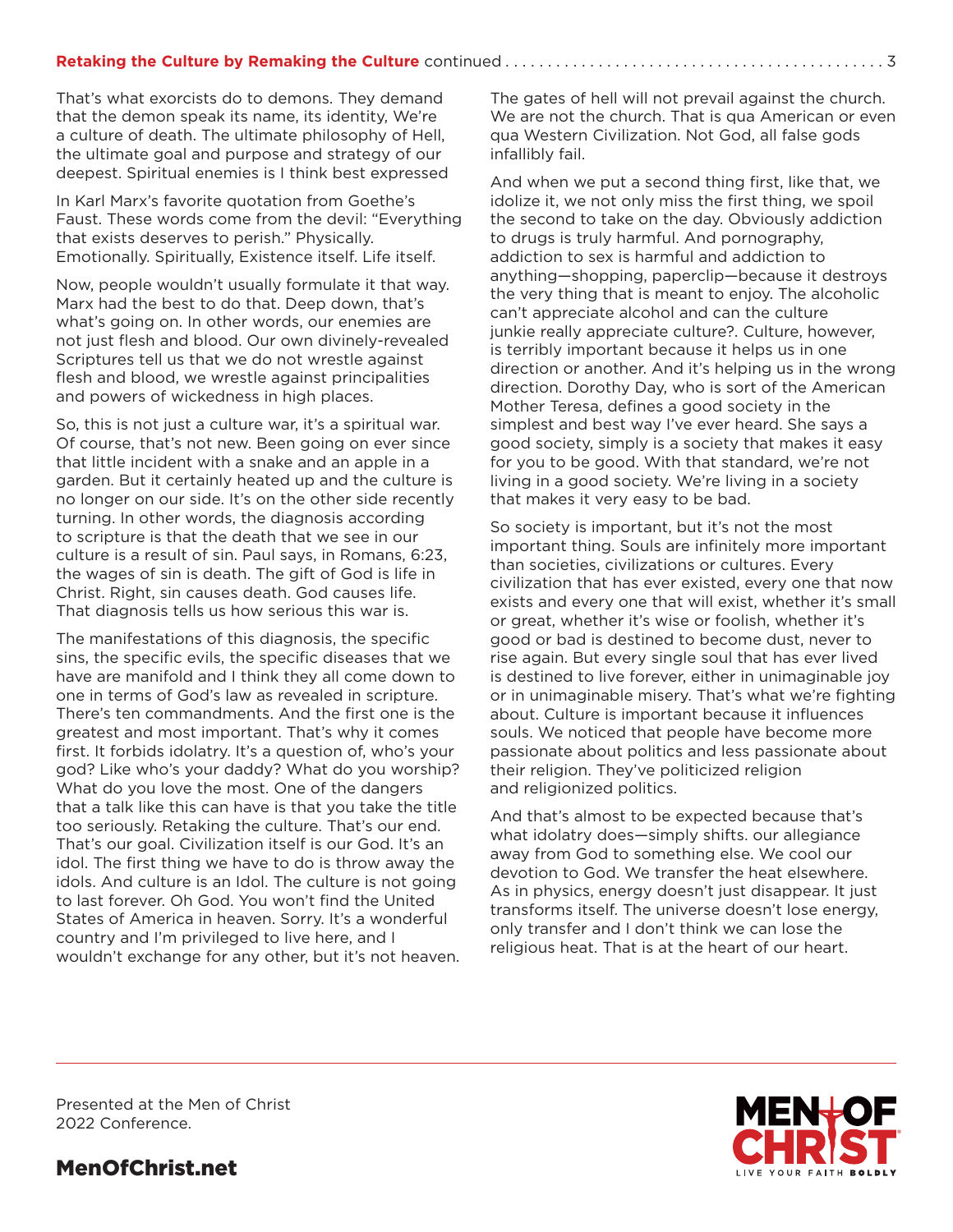That's what exorcists do to demons. They demand that the demon speak its name, its identity, We're a culture of death. The ultimate philosophy of Hell, the ultimate goal and purpose and strategy of our deepest. Spiritual enemies is I think best expressed

In Karl Marx's favorite quotation from Goethe's Faust. These words come from the devil: "Everything that exists deserves to perish." Physically. Emotionally. Spiritually, Existence itself. Life itself.

Now, people wouldn't usually formulate it that way. Marx had the best to do that. Deep down, that's what's going on. In other words, our enemies are not just flesh and blood. Our own divinely-revealed Scriptures tell us that we do not wrestle against flesh and blood, we wrestle against principalities and powers of wickedness in high places.

So, this is not just a culture war, it's a spiritual war. Of course, that's not new. Been going on ever since that little incident with a snake and an apple in a garden. But it certainly heated up and the culture is no longer on our side. It's on the other side recently turning. In other words, the diagnosis according to scripture is that the death that we see in our culture is a result of sin. Paul says, in Romans, 6:23, the wages of sin is death. The gift of God is life in Christ. Right, sin causes death. God causes life. That diagnosis tells us how serious this war is.

The manifestations of this diagnosis, the specific sins, the specific evils, the specific diseases that we have are manifold and I think they all come down to one in terms of God's law as revealed in scripture. There's ten commandments. And the first one is the greatest and most important. That's why it comes first. It forbids idolatry. It's a question of, who's your god? Like who's your daddy? What do you worship? What do you love the most. One of the dangers that a talk like this can have is that you take the title too seriously. Retaking the culture. That's our end. That's our goal. Civilization itself is our God. It's an idol. The first thing we have to do is throw away the idols. And culture is an Idol. The culture is not going to last forever. Oh God. You won't find the United States of America in heaven. Sorry. It's a wonderful country and I'm privileged to live here, and I wouldn't exchange for any other, but it's not heaven.

The gates of hell will not prevail against the church. We are not the church. That is qua American or even qua Western Civilization. Not God, all false gods infallibly fail.

And when we put a second thing first, like that, we idolize it, we not only miss the first thing, we spoil the second to take on the day. Obviously addiction to drugs is truly harmful. And pornography, addiction to sex is harmful and addiction to anything—shopping, paperclip—because it destroys the very thing that is meant to enjoy. The alcoholic can't appreciate alcohol and can the culture junkie really appreciate culture?. Culture, however, is terribly important because it helps us in one direction or another. And it's helping us in the wrong direction. Dorothy Day, who is sort of the American Mother Teresa, defines a good society in the simplest and best way I've ever heard. She says a good society, simply is a society that makes it easy for you to be good. With that standard, we're not living in a good society. We're living in a society that makes it very easy to be bad.

So society is important, but it's not the most important thing. Souls are infinitely more important than societies, civilizations or cultures. Every civilization that has ever existed, every one that now exists and every one that will exist, whether it's small or great, whether it's wise or foolish, whether it's good or bad is destined to become dust, never to rise again. But every single soul that has ever lived is destined to live forever, either in unimaginable joy or in unimaginable misery. That's what we're fighting about. Culture is important because it influences souls. We noticed that people have become more passionate about politics and less passionate about their religion. They've politicized religion and religionized politics.

And that's almost to be expected because that's what idolatry does—simply shifts. our allegiance away from God to something else. We cool our devotion to God. We transfer the heat elsewhere. As in physics, energy doesn't just disappear. It just transforms itself. The universe doesn't lose energy, only transfer and I don't think we can lose the religious heat. That is at the heart of our heart.

Presented at the Men of Christ 2022 Conference.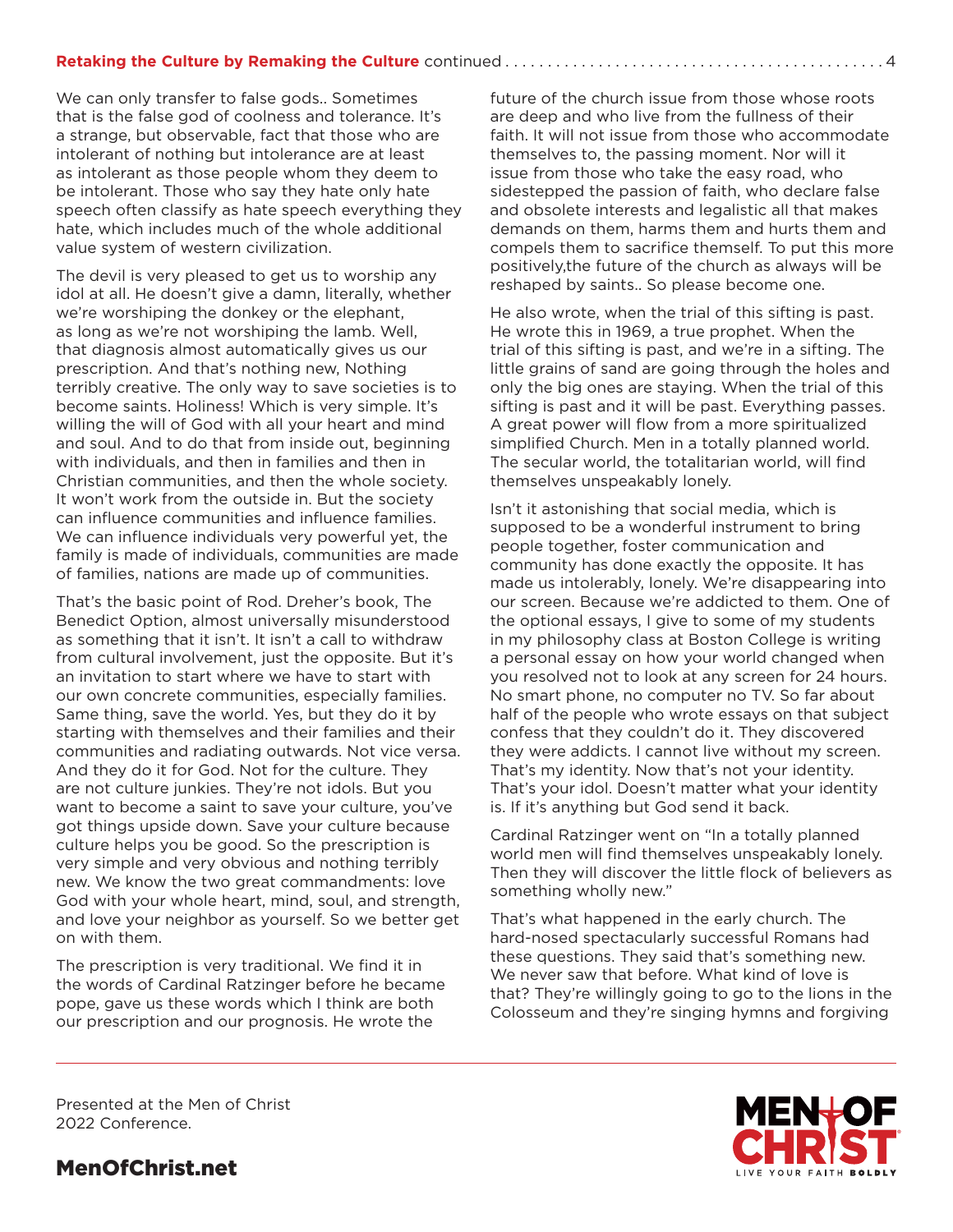We can only transfer to false gods.. Sometimes that is the false god of coolness and tolerance. It's a strange, but observable, fact that those who are intolerant of nothing but intolerance are at least as intolerant as those people whom they deem to be intolerant. Those who say they hate only hate speech often classify as hate speech everything they hate, which includes much of the whole additional value system of western civilization.

The devil is very pleased to get us to worship any idol at all. He doesn't give a damn, literally, whether we're worshiping the donkey or the elephant, as long as we're not worshiping the lamb. Well, that diagnosis almost automatically gives us our prescription. And that's nothing new, Nothing terribly creative. The only way to save societies is to become saints. Holiness! Which is very simple. It's willing the will of God with all your heart and mind and soul. And to do that from inside out, beginning with individuals, and then in families and then in Christian communities, and then the whole society. It won't work from the outside in. But the society can influence communities and influence families. We can influence individuals very powerful yet, the family is made of individuals, communities are made of families, nations are made up of communities.

That's the basic point of Rod. Dreher's book, The Benedict Option, almost universally misunderstood as something that it isn't. It isn't a call to withdraw from cultural involvement, just the opposite. But it's an invitation to start where we have to start with our own concrete communities, especially families. Same thing, save the world. Yes, but they do it by starting with themselves and their families and their communities and radiating outwards. Not vice versa. And they do it for God. Not for the culture. They are not culture junkies. They're not idols. But you want to become a saint to save your culture, you've got things upside down. Save your culture because culture helps you be good. So the prescription is very simple and very obvious and nothing terribly new. We know the two great commandments: love God with your whole heart, mind, soul, and strength, and love your neighbor as yourself. So we better get on with them.

The prescription is very traditional. We find it in the words of Cardinal Ratzinger before he became pope, gave us these words which I think are both our prescription and our prognosis. He wrote the future of the church issue from those whose roots are deep and who live from the fullness of their faith. It will not issue from those who accommodate themselves to, the passing moment. Nor will it issue from those who take the easy road, who sidestepped the passion of faith, who declare false and obsolete interests and legalistic all that makes demands on them, harms them and hurts them and compels them to sacrifice themself. To put this more positively,the future of the church as always will be reshaped by saints.. So please become one.

He also wrote, when the trial of this sifting is past. He wrote this in 1969, a true prophet. When the trial of this sifting is past, and we're in a sifting. The little grains of sand are going through the holes and only the big ones are staying. When the trial of this sifting is past and it will be past. Everything passes. A great power will flow from a more spiritualized simplified Church. Men in a totally planned world. The secular world, the totalitarian world, will find themselves unspeakably lonely.

Isn't it astonishing that social media, which is supposed to be a wonderful instrument to bring people together, foster communication and community has done exactly the opposite. It has made us intolerably, lonely. We're disappearing into our screen. Because we're addicted to them. One of the optional essays, I give to some of my students in my philosophy class at Boston College is writing a personal essay on how your world changed when you resolved not to look at any screen for 24 hours. No smart phone, no computer no TV. So far about half of the people who wrote essays on that subject confess that they couldn't do it. They discovered they were addicts. I cannot live without my screen. That's my identity. Now that's not your identity. That's your idol. Doesn't matter what your identity is. If it's anything but God send it back.

Cardinal Ratzinger went on "In a totally planned world men will find themselves unspeakably lonely. Then they will discover the little flock of believers as something wholly new."

That's what happened in the early church. The hard-nosed spectacularly successful Romans had these questions. They said that's something new. We never saw that before. What kind of love is that? They're willingly going to go to the lions in the Colosseum and they're singing hymns and forgiving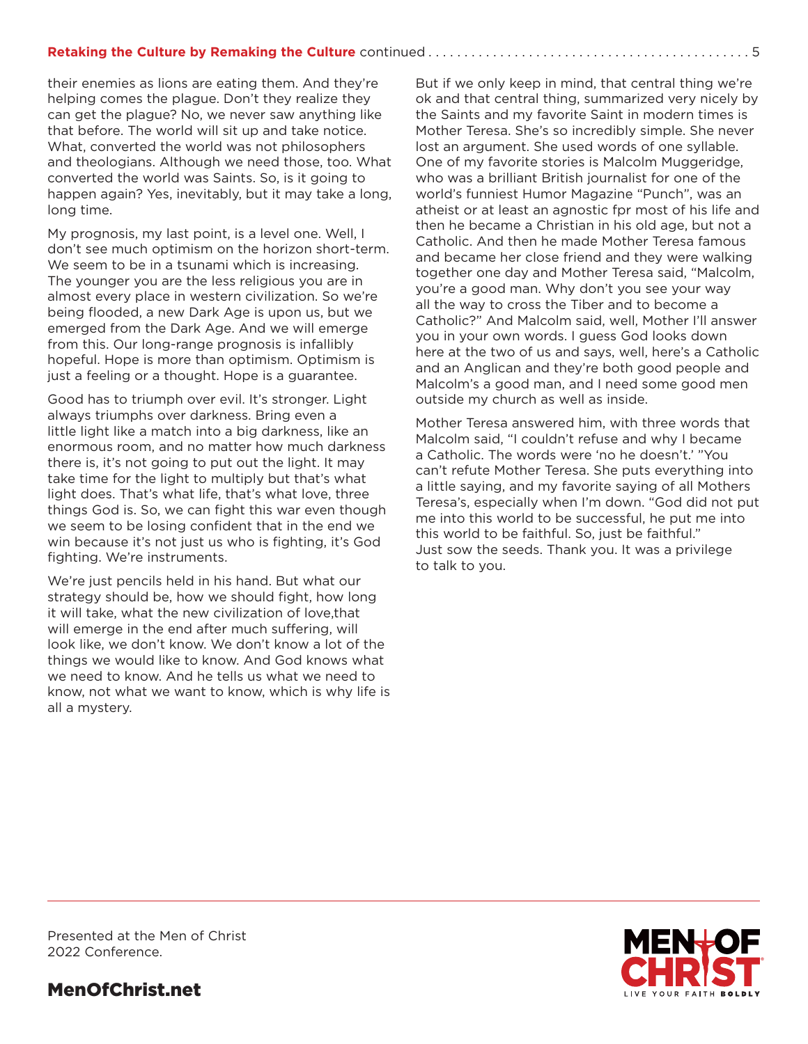their enemies as lions are eating them. And they're helping comes the plague. Don't they realize they can get the plague? No, we never saw anything like that before. The world will sit up and take notice. What, converted the world was not philosophers and theologians. Although we need those, too. What converted the world was Saints. So, is it going to happen again? Yes, inevitably, but it may take a long, long time.

My prognosis, my last point, is a level one. Well, I don't see much optimism on the horizon short-term. We seem to be in a tsunami which is increasing. The younger you are the less religious you are in almost every place in western civilization. So we're being flooded, a new Dark Age is upon us, but we emerged from the Dark Age. And we will emerge from this. Our long-range prognosis is infallibly hopeful. Hope is more than optimism. Optimism is just a feeling or a thought. Hope is a guarantee.

Good has to triumph over evil. It's stronger. Light always triumphs over darkness. Bring even a little light like a match into a big darkness, like an enormous room, and no matter how much darkness there is, it's not going to put out the light. It may take time for the light to multiply but that's what light does. That's what life, that's what love, three things God is. So, we can fight this war even though we seem to be losing confident that in the end we win because it's not just us who is fighting, it's God fighting. We're instruments.

We're just pencils held in his hand. But what our strategy should be, how we should fight, how long it will take, what the new civilization of love,that will emerge in the end after much suffering, will look like, we don't know. We don't know a lot of the things we would like to know. And God knows what we need to know. And he tells us what we need to know, not what we want to know, which is why life is all a mystery.

But if we only keep in mind, that central thing we're ok and that central thing, summarized very nicely by the Saints and my favorite Saint in modern times is Mother Teresa. She's so incredibly simple. She never lost an argument. She used words of one syllable. One of my favorite stories is Malcolm Muggeridge, who was a brilliant British journalist for one of the world's funniest Humor Magazine "Punch", was an atheist or at least an agnostic fpr most of his life and then he became a Christian in his old age, but not a Catholic. And then he made Mother Teresa famous and became her close friend and they were walking together one day and Mother Teresa said, "Malcolm, you're a good man. Why don't you see your way all the way to cross the Tiber and to become a Catholic?" And Malcolm said, well, Mother I'll answer you in your own words. I guess God looks down here at the two of us and says, well, here's a Catholic and an Anglican and they're both good people and Malcolm's a good man, and I need some good men outside my church as well as inside.

Mother Teresa answered him, with three words that Malcolm said, "I couldn't refuse and why I became a Catholic. The words were 'no he doesn't.' "You can't refute Mother Teresa. She puts everything into a little saying, and my favorite saying of all Mothers Teresa's, especially when I'm down. "God did not put me into this world to be successful, he put me into this world to be faithful. So, just be faithful." Just sow the seeds. Thank you. It was a privilege to talk to you.

Presented at the Men of Christ 2022 Conference.

MenOfChrist.net

MEN OF CHRIST
LIVE YOUR FAITH BOLDLY